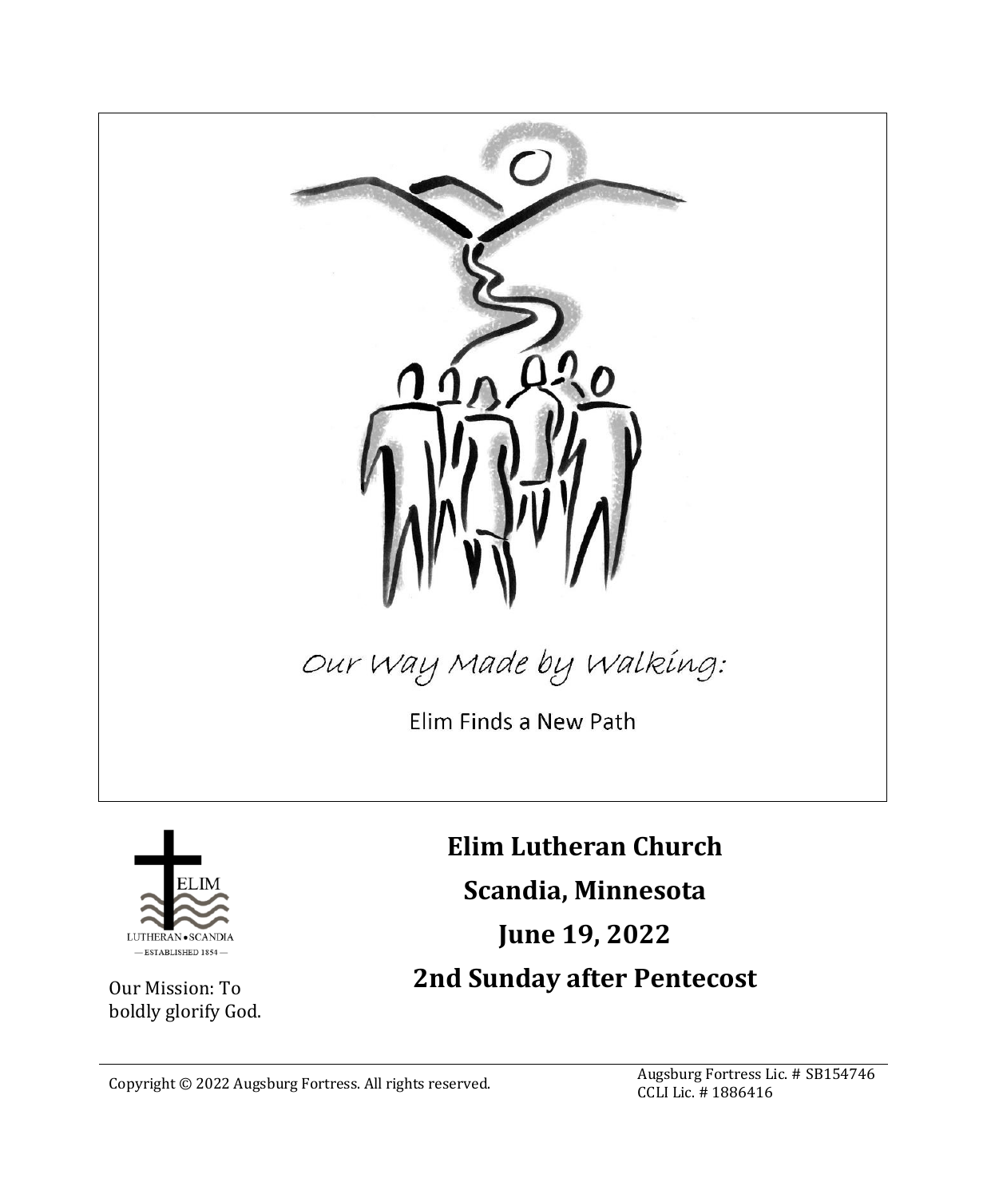Our Way Made by Walking:

Elim Finds a New Path

ELIM

LUTHERAN • SCANDIA

— ESTABLISHED 1854 —

Our Mission: To boldly glorify God.

**Elim Lutheran Church**

**Scandia, Minnesota**

**June 19, 2022**

**2nd Sunday after Pentecost**

Copyright © 2022 Augsburg Fortress. All rights reserved.

Augsburg Fortress Lic. # SB154746
CCLI Lic. # 1886416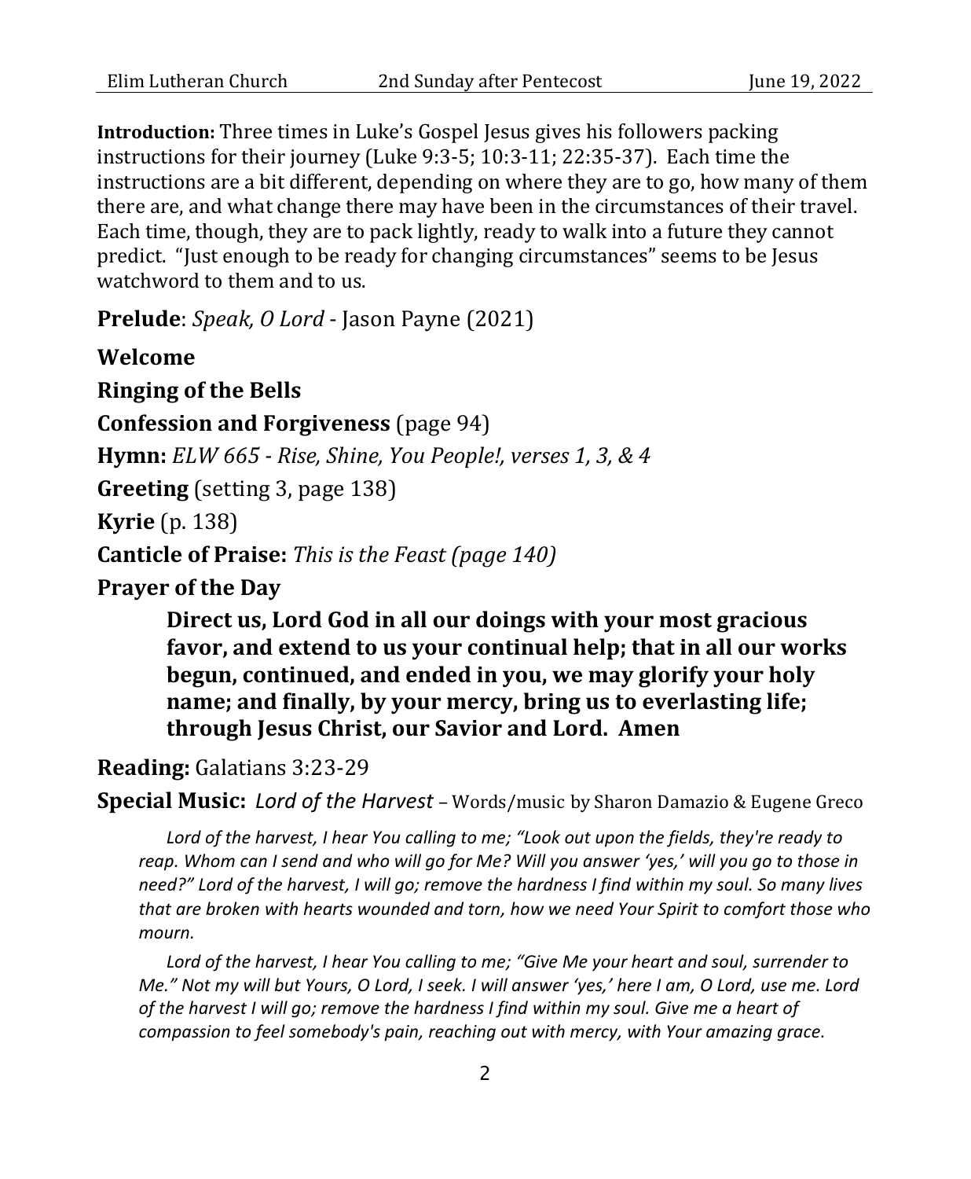**Introduction:** Three times in Luke's Gospel Jesus gives his followers packing instructions for their journey (Luke 9:3-5; 10:3-11; 22:35-37). Each time the instructions are a bit different, depending on where they are to go, how many of them there are, and what change there may have been in the circumstances of their travel. Each time, though, they are to pack lightly, ready to walk into a future they cannot predict. "Just enough to be ready for changing circumstances" seems to be Jesus watchword to them and to us.

**Prelude**: *Speak, O Lord* - Jason Payne (2021)

**Welcome**

**Ringing of the Bells**

**Confession and Forgiveness** (page 94)

**Hymn:** *ELW 665 - Rise, Shine, You People!, verses 1, 3, & 4*

**Greeting** (setting 3, page 138)

**Kyrie** (p. 138)

**Canticle of Praise:** *This is the Feast (page 140)*

**Prayer of the Day**

> **Direct us, Lord God in all our doings with your most gracious favor, and extend to us your continual help; that in all our works begun, continued, and ended in you, we may glorify your holy name; and finally, by your mercy, bring us to everlasting life; through Jesus Christ, our Savior and Lord. Amen**

**Reading:** Galatians 3:23-29

**Special Music:** *Lord of the Harvest* – Words/music by Sharon Damazio & Eugene Greco

*Lord of the harvest, I hear You calling to me; "Look out upon the fields, they're ready to reap. Whom can I send and who will go for Me? Will you answer 'yes,' will you go to those in need?" Lord of the harvest, I will go; remove the hardness I find within my soul. So many lives that are broken with hearts wounded and torn, how we need Your Spirit to comfort those who mourn.*

*Lord of the harvest, I hear You calling to me; "Give Me your heart and soul, surrender to Me." Not my will but Yours, O Lord, I seek. I will answer 'yes,' here I am, O Lord, use me. Lord of the harvest I will go; remove the hardness I find within my soul. Give me a heart of compassion to feel somebody's pain, reaching out with mercy, with Your amazing grace.*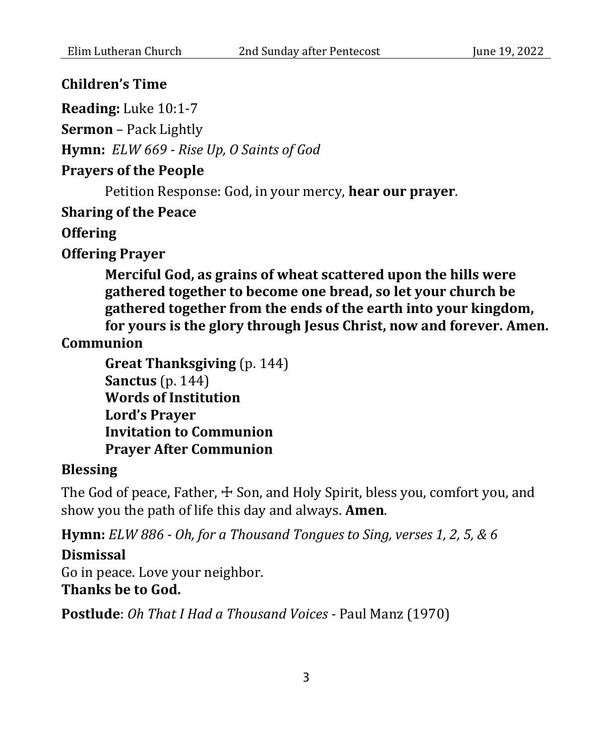**Children's Time**

**Reading:** Luke 10:1-7

**Sermon** – Pack Lightly

**Hymn:** *ELW 669 - Rise Up, O Saints of God*

**Prayers of the People**

Petition Response: God, in your mercy, **hear our prayer**.

**Sharing of the Peace**

**Offering**

**Offering Prayer**

**Merciful God, as grains of wheat scattered upon the hills were gathered together to become one bread, so let your church be gathered together from the ends of the earth into your kingdom, for yours is the glory through Jesus Christ, now and forever. Amen.**

**Communion**

**Great Thanksgiving** (p. 144)
**Sanctus** (p. 144)
**Words of Institution**
**Lord's Prayer**
**Invitation to Communion**
**Prayer After Communion**

**Blessing**

The God of peace, Father, ☩ Son, and Holy Spirit, bless you, comfort you, and show you the path of life this day and always. **Amen**.

**Hymn:** *ELW 886 - Oh, for a Thousand Tongues to Sing, verses 1, 2, 5, & 6*

**Dismissal**

Go in peace. Love your neighbor.
**Thanks be to God.**

**Postlude**: *Oh That I Had a Thousand Voices* - Paul Manz (1970)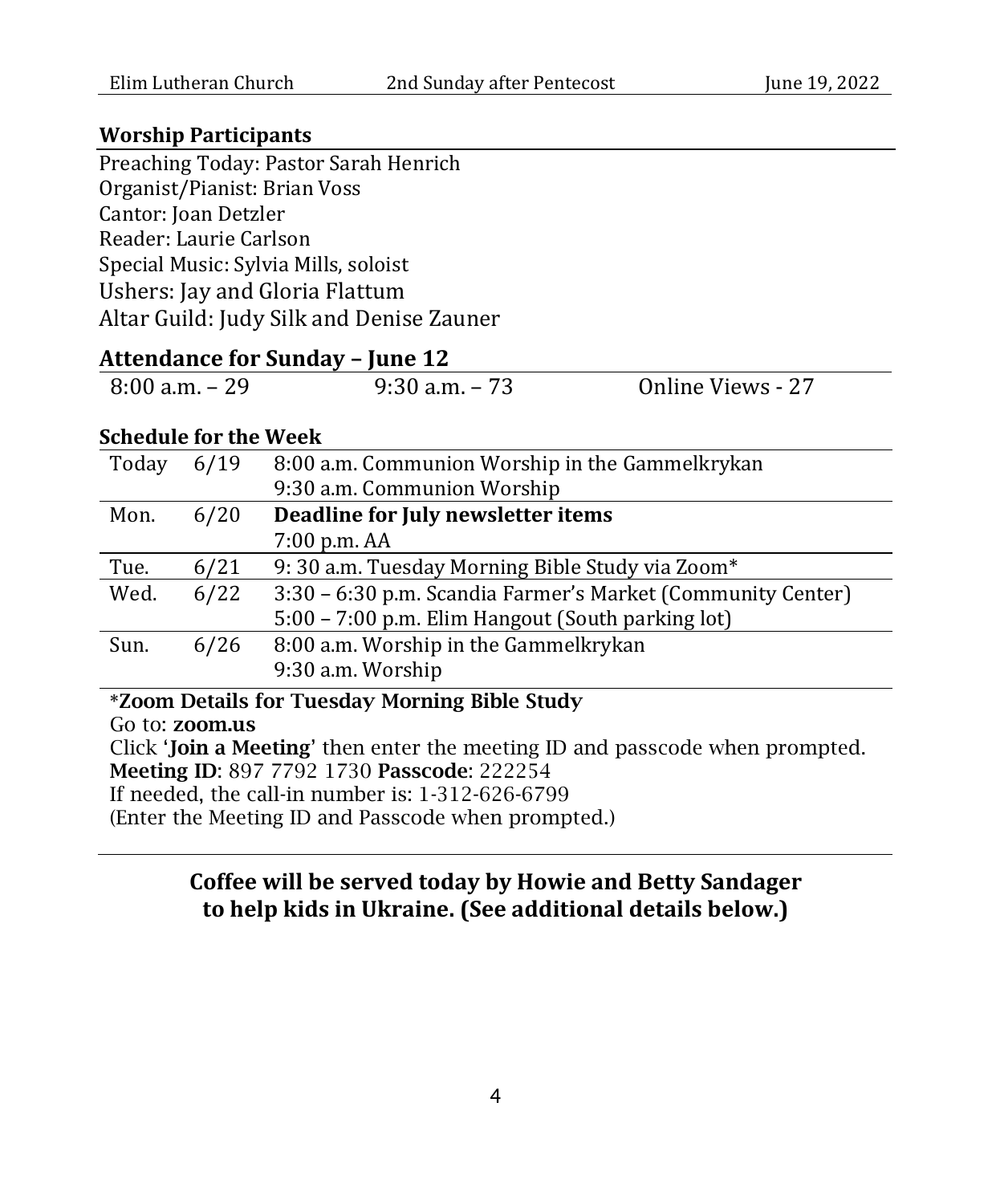## Worship Participants

Preaching Today: Pastor Sarah Henrich
Organist/Pianist: Brian Voss
Cantor: Joan Detzler
Reader: Laurie Carlson
Special Music: Sylvia Mills, soloist
Ushers: Jay and Gloria Flattum
Altar Guild: Judy Silk and Denise Zauner

## Attendance for Sunday – June 12

| 8:00 a.m. – 29 | 9:30 a.m. – 73 | Online Views - 27 |
|---|---|---|

## Schedule for the Week

| Today | 6/19 | 8:00 a.m. Communion Worship in the Gammelkrykan<br>9:30 a.m. Communion Worship |
|---|---|---|
| Mon. | 6/20 | **Deadline for July newsletter items**<br>7:00 p.m. AA |
| Tue. | 6/21 | 9: 30 a.m. Tuesday Morning Bible Study via Zoom* |
| Wed. | 6/22 | 3:30 – 6:30 p.m. Scandia Farmer's Market (Community Center)<br>5:00 – 7:00 p.m. Elim Hangout (South parking lot) |
| Sun. | 6/26 | 8:00 a.m. Worship in the Gammelkrykan<br>9:30 a.m. Worship |

**\*Zoom Details for Tuesday Morning Bible Study**
Go to: **zoom.us**
Click '**Join a Meeting**' then enter the meeting ID and passcode when prompted.
**Meeting ID**: 897 7792 1730 **Passcode**: 222254
If needed, the call-in number is: 1-312-626-6799
(Enter the Meeting ID and Passcode when prompted.)

---

**Coffee will be served today by Howie and Betty Sandager to help kids in Ukraine. (See additional details below.)**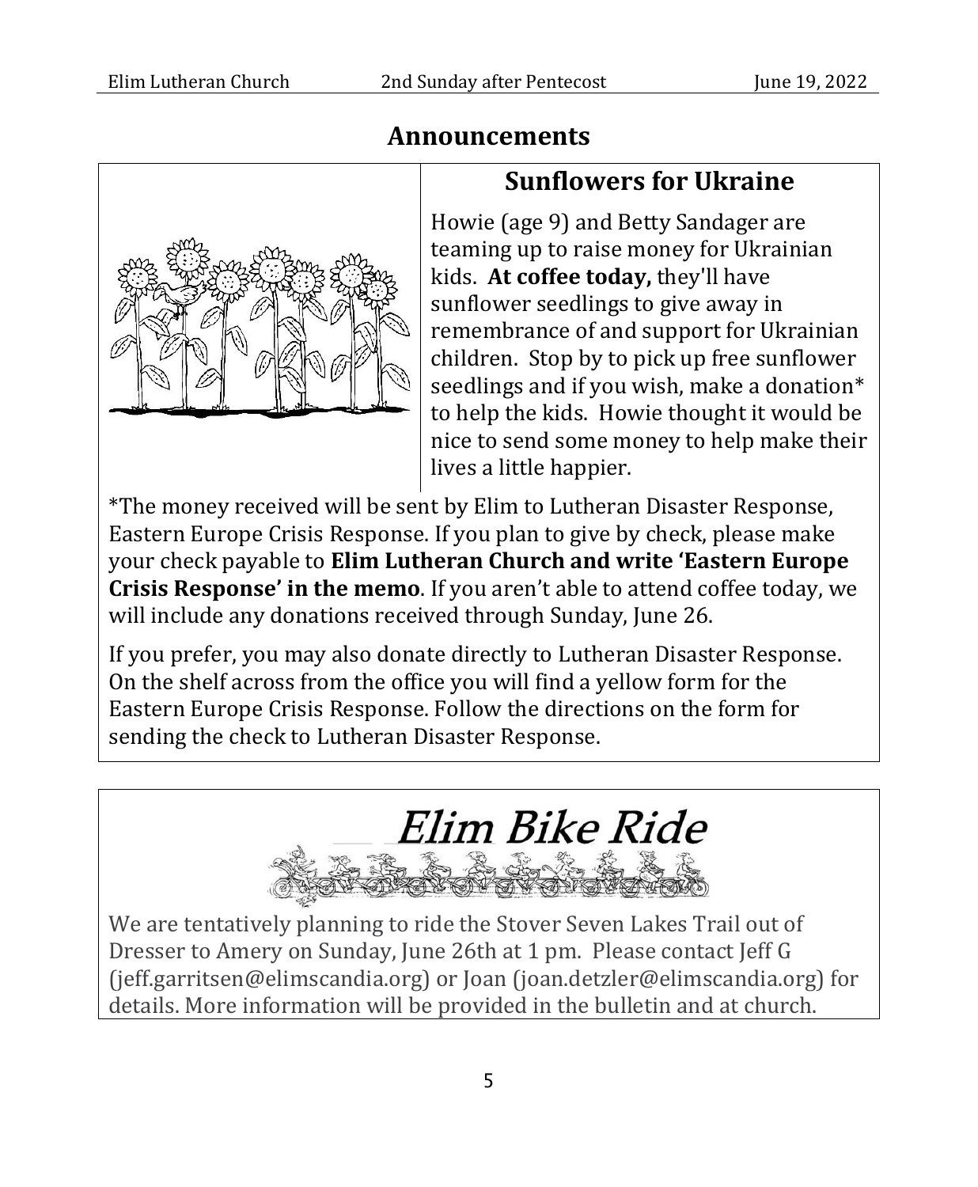# Announcements

## Sunflowers for Ukraine

Howie (age 9) and Betty Sandager are teaming up to raise money for Ukrainian kids. **At coffee today,** they'll have sunflower seedlings to give away in remembrance of and support for Ukrainian children. Stop by to pick up free sunflower seedlings and if you wish, make a donation* to help the kids. Howie thought it would be nice to send some money to help make their lives a little happier.

*The money received will be sent by Elim to Lutheran Disaster Response, Eastern Europe Crisis Response. If you plan to give by check, please make your check payable to **Elim Lutheran Church and write 'Eastern Europe Crisis Response' in the memo**. If you aren't able to attend coffee today, we will include any donations received through Sunday, June 26.

If you prefer, you may also donate directly to Lutheran Disaster Response. On the shelf across from the office you will find a yellow form for the Eastern Europe Crisis Response. Follow the directions on the form for sending the check to Lutheran Disaster Response.

## *Elim Bike Ride*

We are tentatively planning to ride the Stover Seven Lakes Trail out of Dresser to Amery on Sunday, June 26th at 1 pm. Please contact Jeff G (jeff.garritsen@elimscandia.org) or Joan (joan.detzler@elimscandia.org) for details. More information will be provided in the bulletin and at church.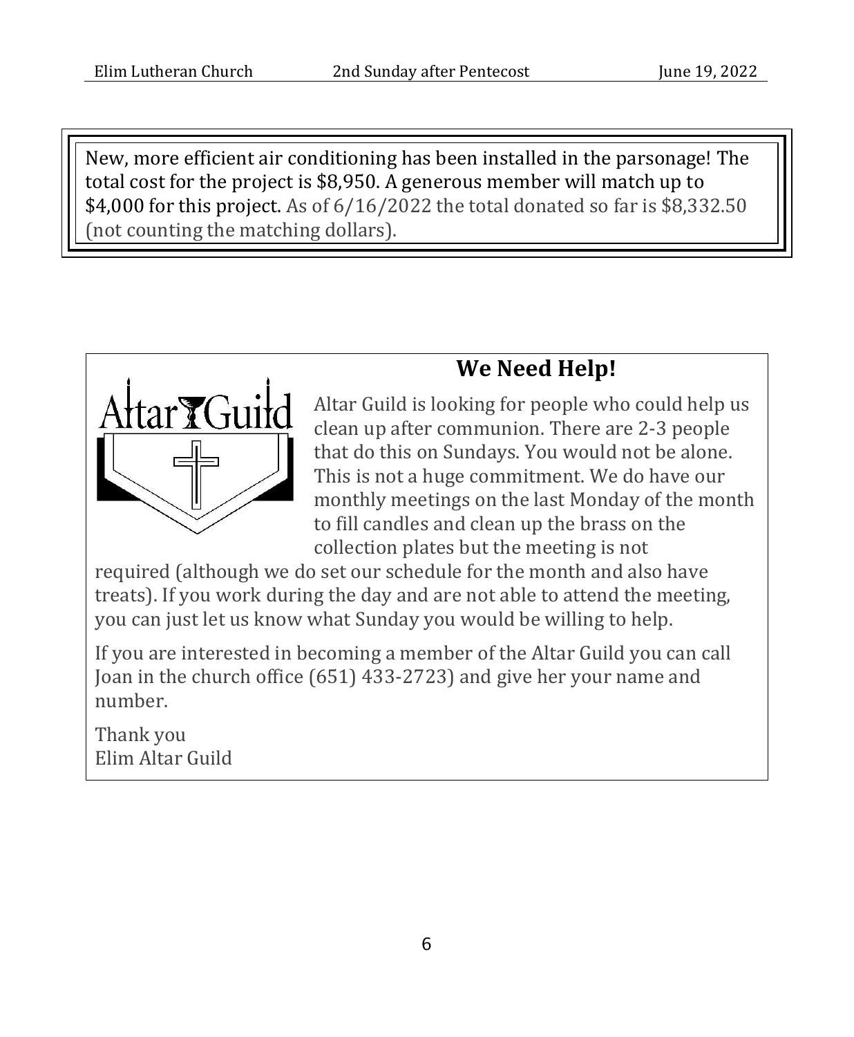New, more efficient air conditioning has been installed in the parsonage! The total cost for the project is $8,950. A generous member will match up to $4,000 for this project. As of 6/16/2022 the total donated so far is $8,332.50 (not counting the matching dollars).

## We Need Help!

Altar Guild is looking for people who could help us clean up after communion. There are 2-3 people that do this on Sundays. You would not be alone. This is not a huge commitment. We do have our monthly meetings on the last Monday of the month to fill candles and clean up the brass on the collection plates but the meeting is not required (although we do set our schedule for the month and also have treats). If you work during the day and are not able to attend the meeting, you can just let us know what Sunday you would be willing to help.

If you are interested in becoming a member of the Altar Guild you can call Joan in the church office (651) 433-2723) and give her your name and number.

Thank you  
Elim Altar Guild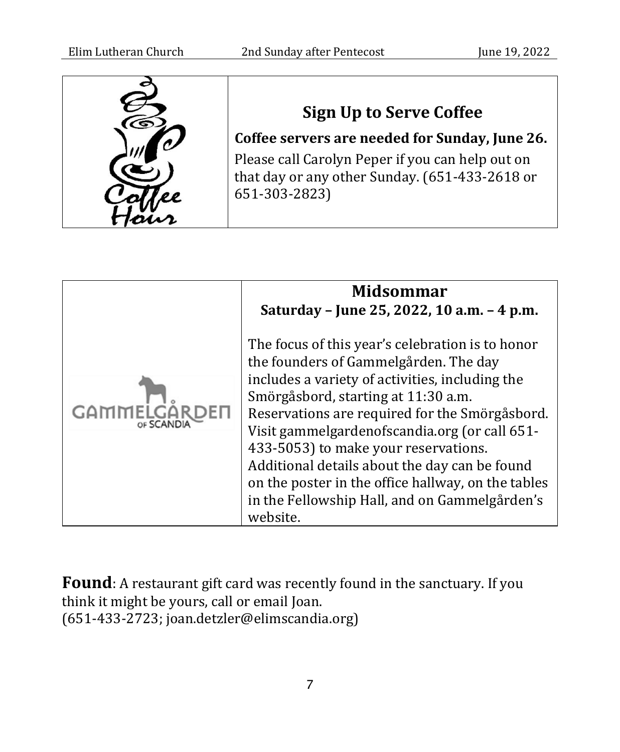## Sign Up to Serve Coffee

**Coffee servers are needed for Sunday, June 26.**

Please call Carolyn Peper if you can help out on that day or any other Sunday. (651-433-2618 or 651-303-2823)

## Midsommar

**Saturday – June 25, 2022, 10 a.m. – 4 p.m.**

The focus of this year's celebration is to honor the founders of Gammelgården. The day includes a variety of activities, including the Smörgåsbord, starting at 11:30 a.m. Reservations are required for the Smörgåsbord. Visit gammelgardenofscandia.org (or call 651-433-5053) to make your reservations. Additional details about the day can be found on the poster in the office hallway, on the tables in the Fellowship Hall, and on Gammelgården's website.

**Found**: A restaurant gift card was recently found in the sanctuary. If you think it might be yours, call or email Joan. (651-433-2723; joan.detzler@elimscandia.org)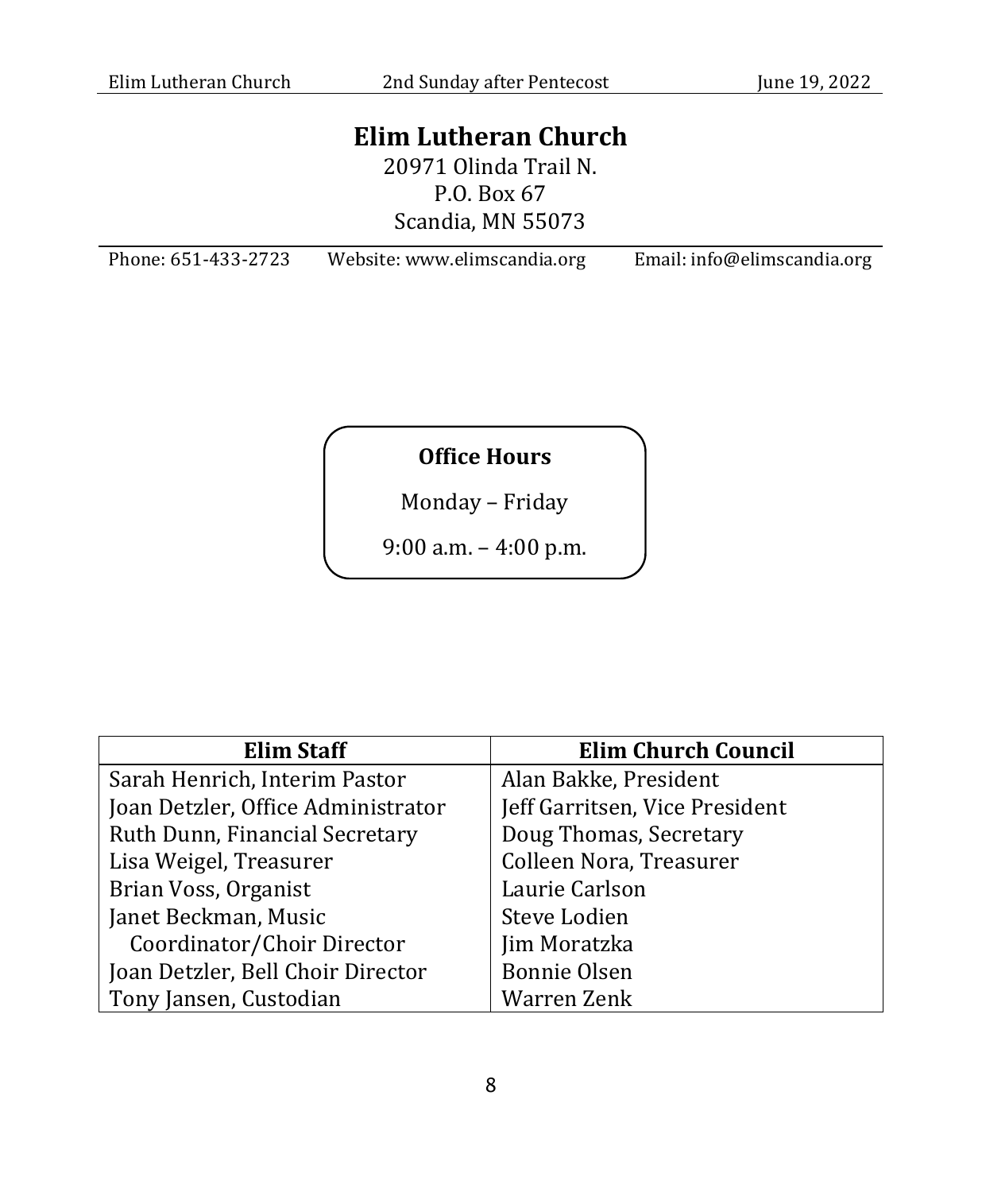# Elim Lutheran Church

20971 Olinda Trail N.
P.O. Box 67
Scandia, MN 55073

Phone: 651-433-2723 Website: www.elimscandia.org Email: info@elimscandia.org

**Office Hours**

Monday – Friday

9:00 a.m. – 4:00 p.m.

| Elim Staff | Elim Church Council |
|---|---|
| Sarah Henrich, Interim Pastor | Alan Bakke, President |
| Joan Detzler, Office Administrator | Jeff Garritsen, Vice President |
| Ruth Dunn, Financial Secretary | Doug Thomas, Secretary |
| Lisa Weigel, Treasurer | Colleen Nora, Treasurer |
| Brian Voss, Organist | Laurie Carlson |
| Janet Beckman, Music Coordinator/Choir Director | Steve Lodien |
| | Jim Moratzka |
| Joan Detzler, Bell Choir Director | Bonnie Olsen |
| Tony Jansen, Custodian | Warren Zenk |